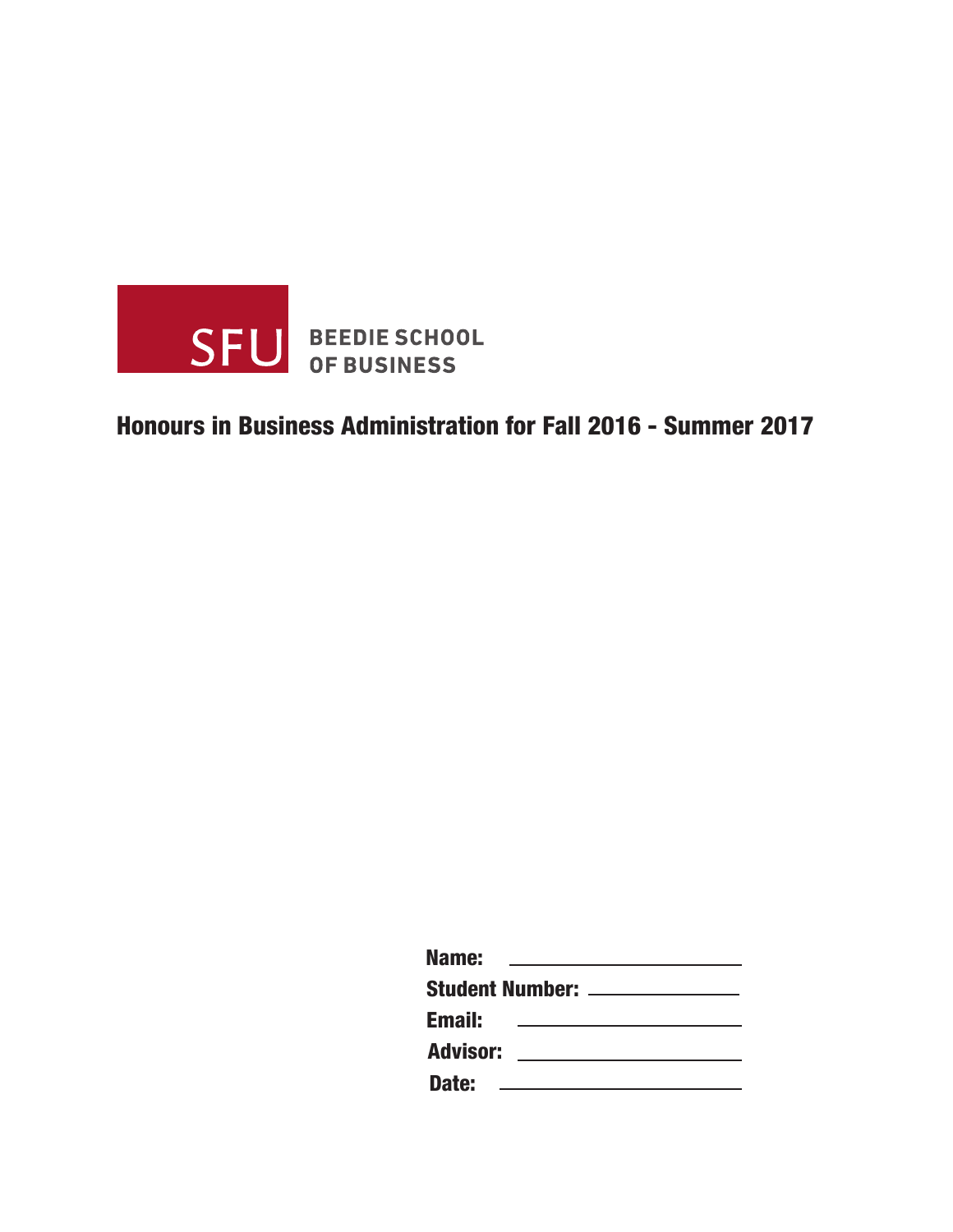SFU BEEDIE SCHOOL OF BUSINESS

# Honours in Business Administration for Fall 2016 - Summer 2017

**Name:** ____________________

**Student Number:** ____________________

**Email:** ____________________

**Advisor:** ____________________

**Date:** ____________________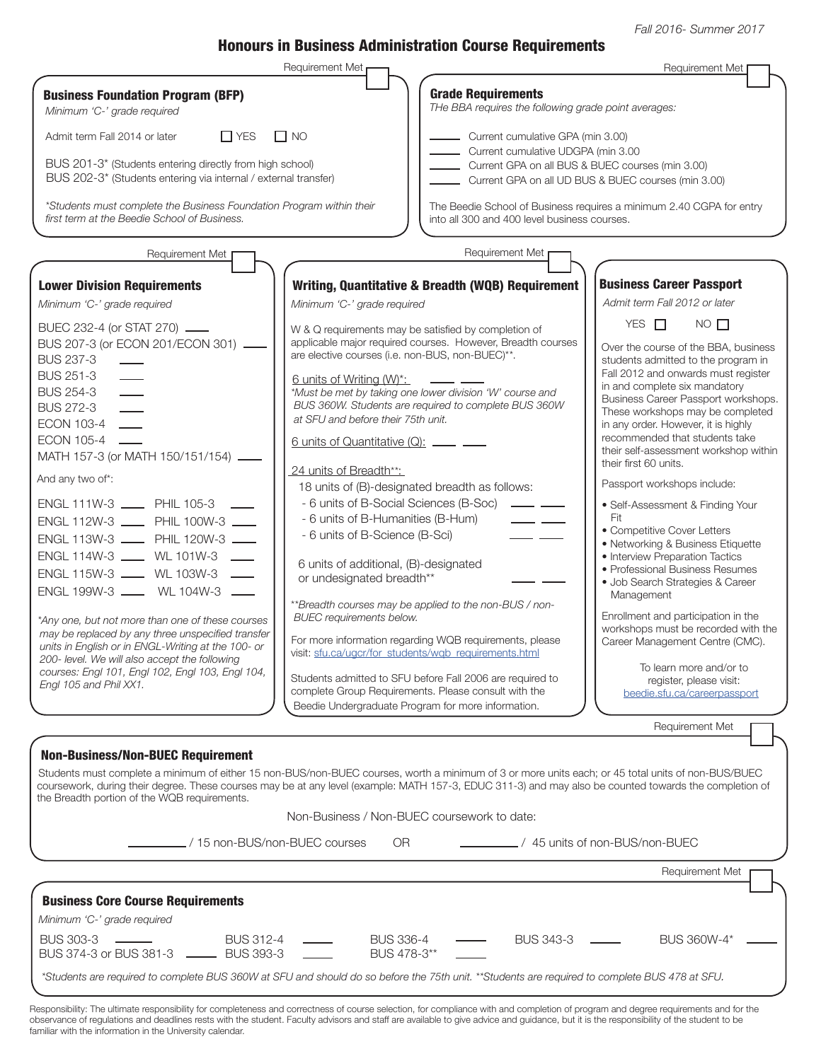Fall 2016- Summer 2017

# Honours in Business Administration Course Requirements

## Business Foundation Program (BFP)

Requirement Met ☐

*Minimum 'C-' grade required*

Admit term Fall 2014 or later ☐ YES ☐ NO

BUS 201-3* (Students entering directly from high school)
BUS 202-3* (Students entering via internal / external transfer)

*\*Students must complete the Business Foundation Program within their first term at the Beedie School of Business.*

## Grade Requirements

Requirement Met ☐

*THe BBA requires the following grade point averages:*

_____ Current cumulative GPA (min 3.00)
_____ Current cumulative UDGPA (min 3.00
_____ Current GPA on all BUS & BUEC courses (min 3.00)
_____ Current GPA on all UD BUS & BUEC courses (min 3.00)

The Beedie School of Business requires a minimum 2.40 CGPA for entry into all 300 and 400 level business courses.

## Lower Division Requirements

Requirement Met ☐

*Minimum 'C-' grade required*

BUEC 232-4 (or STAT 270) ____
BUS 207-3 (or ECON 201/ECON 301) ____
BUS 237-3 ____
BUS 251-3 ____
BUS 254-3 ____
BUS 272-3 ____
ECON 103-4 ____
ECON 105-4 ____
MATH 157-3 (or MATH 150/151/154) ____

And any two of*:

| | |
|---|---|
| ENGL 111W-3 ____ | PHIL 105-3 ____ |
| ENGL 112W-3 ____ | PHIL 100W-3 ____ |
| ENGL 113W-3 ____ | PHIL 120W-3 ____ |
| ENGL 114W-3 ____ | WL 101W-3 ____ |
| ENGL 115W-3 ____ | WL 103W-3 ____ |
| ENGL 199W-3 ____ | WL 104W-3 ____ |

*\*Any one, but not more than one of these courses may be replaced by any three unspecified transfer units in English or in ENGL-Writing at the 100- or 200- level. We will also accept the following courses: Engl 101, Engl 102, Engl 103, Engl 104, Engl 105 and Phil XX1.*

## Writing, Quantitative & Breadth (WQB) Requirement

Requirement Met ☐

*Minimum 'C-' grade required*

W & Q requirements may be satisfied by completion of applicable major required courses. However, Breadth courses are elective courses (i.e. non-BUS, non-BUEC)**.

6 units of Writing (W)*: ____ ____
*\*Must be met by taking one lower division 'W' course and BUS 360W. Students are required to complete BUS 360W at SFU and before their 75th unit.*

6 units of Quantitative (Q): ____ ____

24 units of Breadth**:
18 units of (B)-designated breadth as follows:
- 6 units of B-Social Sciences (B-Soc) ____ ____
- 6 units of B-Humanities (B-Hum) ____ ____
- 6 units of B-Science (B-Sci) ____ ____

6 units of additional, (B)-designated or undesignated breadth** ____ ____

*\*\*Breadth courses may be applied to the non-BUS / non-BUEC requirements below.*

For more information regarding WQB requirements, please visit: sfu.ca/ugcr/for_students/wqb_requirements.html

Students admitted to SFU before Fall 2006 are required to complete Group Requirements. Please consult with the Beedie Undergraduate Program for more information.

## Business Career Passport

*Admit term Fall 2012 or later*

YES ☐ NO ☐

Over the course of the BBA, business students admitted to the program in Fall 2012 and onwards must register in and complete six mandatory Business Career Passport workshops. These workshops may be completed in any order. However, it is highly recommended that students take their self-assessment workshop within their first 60 units.

Passport workshops include:

- Self-Assessment & Finding Your Fit
- Competitive Cover Letters
- Networking & Business Etiquette
- Interview Preparation Tactics
- Professional Business Resumes
- Job Search Strategies & Career Management

Enrollment and participation in the workshops must be recorded with the Career Management Centre (CMC).

To learn more and/or to register, please visit: beedie.sfu.ca/careerpassport

## Non-Business/Non-BUEC Requirement

Requirement Met ☐

Students must complete a minimum of either 15 non-BUS/non-BUEC courses, worth a minimum of 3 or more units each; or 45 total units of non-BUS/BUEC coursework, during their degree. These courses may be at any level (example: MATH 157-3, EDUC 311-3) and may also be counted towards the completion of the Breadth portion of the WQB requirements.

Non-Business / Non-BUEC coursework to date:

______ / 15 non-BUS/non-BUEC courses OR ______ / 45 units of non-BUS/non-BUEC

## Business Core Course Requirements

Requirement Met ☐

*Minimum 'C-' grade required*

| | | | | |
|---|---|---|---|---|
| BUS 303-3 ____ | BUS 312-4 ____ | BUS 336-4 ____ | BUS 343-3 ____ | BUS 360W-4* ____ |
| BUS 374-3 or BUS 381-3 ____ | BUS 393-3 ____ | BUS 478-3** ____ | | |

*\*Students are required to complete BUS 360W at SFU and should do so before the 75th unit. \*\*Students are required to complete BUS 478 at SFU.*

Responsibility: The ultimate responsibility for completeness and correctness of course selection, for compliance with and completion of program and degree requirements and for the observance of regulations and deadlines rests with the student. Faculty advisors and staff are available to give advice and guidance, but it is the responsibility of the student to be familiar with the information in the University calendar.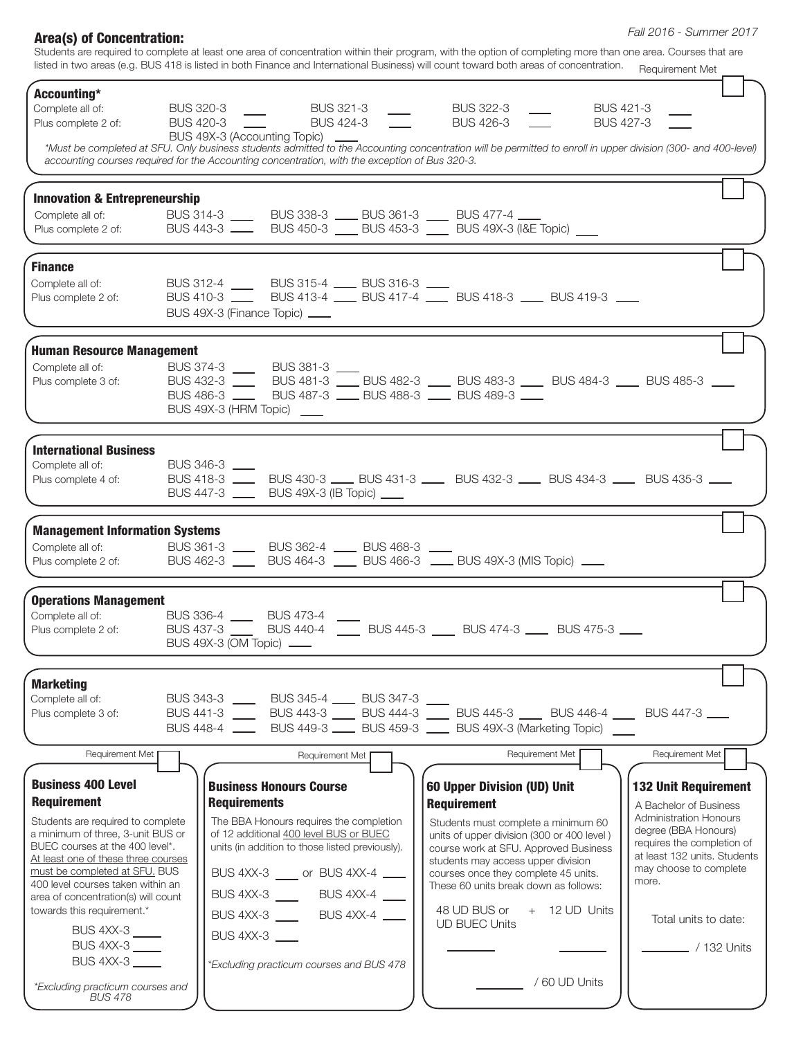Fall 2016 - Summer 2017

## Area(s) of Concentration:

Students are required to complete at least one area of concentration within their program, with the option of completing more than one area. Courses that are listed in two areas (e.g. BUS 418 is listed in both Finance and International Business) will count toward both areas of concentration.

Requirement Met

### Accounting*

Complete all of: BUS 320-3 ___ BUS 321-3 ___ BUS 322-3 ___ BUS 421-3 ___

Plus complete 2 of: BUS 420-3 ___ BUS 424-3 ___ BUS 426-3 ___ BUS 427-3 ___ BUS 49X-3 (Accounting Topic) ___

*Must be completed at SFU. Only business students admitted to the Accounting concentration will be permitted to enroll in upper division (300- and 400-level) accounting courses required for the Accounting concentration, with the exception of Bus 320-3.*

### Innovation & Entrepreneurship

Complete all of: BUS 314-3 ___ BUS 338-3 ___ BUS 361-3 ___ BUS 477-4 ___

Plus complete 2 of: BUS 443-3 ___ BUS 450-3 ___ BUS 453-3 ___ BUS 49X-3 (I&E Topic) ___

### Finance

Complete all of: BUS 312-4 ___ BUS 315-4 ___ BUS 316-3 ___

Plus complete 2 of: BUS 410-3 ___ BUS 413-4 ___ BUS 417-4 ___ BUS 418-3 ___ BUS 419-3 ___ BUS 49X-3 (Finance Topic) ___

### Human Resource Management

Complete all of: BUS 374-3 ___ BUS 381-3 ___

Plus complete 3 of: BUS 432-3 ___ BUS 481-3 ___ BUS 482-3 ___ BUS 483-3 ___ BUS 484-3 ___ BUS 485-3 ___ BUS 486-3 ___ BUS 487-3 ___ BUS 488-3 ___ BUS 489-3 ___ BUS 49X-3 (HRM Topic) ___

### International Business

Complete all of: BUS 346-3 ___

Plus complete 4 of: BUS 418-3 ___ BUS 430-3 ___ BUS 431-3 ___ BUS 432-3 ___ BUS 434-3 ___ BUS 435-3 ___ BUS 447-3 ___ BUS 49X-3 (IB Topic) ___

### Management Information Systems

Complete all of: BUS 361-3 ___ BUS 362-4 ___ BUS 468-3 ___

Plus complete 2 of: BUS 462-3 ___ BUS 464-3 ___ BUS 466-3 ___ BUS 49X-3 (MIS Topic) ___

### Operations Management

Complete all of: BUS 336-4 ___ BUS 473-4 ___

Plus complete 2 of: BUS 437-3 ___ BUS 440-4 ___ BUS 445-3 ___ BUS 474-3 ___ BUS 475-3 ___ BUS 49X-3 (OM Topic) ___

### Marketing

Complete all of: BUS 343-3 ___ BUS 345-4 ___ BUS 347-3 ___

Plus complete 3 of: BUS 441-3 ___ BUS 443-3 ___ BUS 444-3 ___ BUS 445-3 ___ BUS 446-4 ___ BUS 447-3 ___ BUS 448-4 ___ BUS 449-3 ___ BUS 459-3 ___ BUS 49X-3 (Marketing Topic) ___

### Business 400 Level Requirement

Requirement Met

Students are required to complete a minimum of three, 3-unit BUS or BUEC courses at the 400 level*. At least one of these three courses must be completed at SFU. BUS 400 level courses taken within an area of concentration(s) will count towards this requirement.*

BUS 4XX-3 ___

BUS 4XX-3 ___

BUS 4XX-3 ___

*Excluding practicum courses and BUS 478*

### Business Honours Course Requirements

Requirement Met

The BBA Honours requires the completion of 12 additional 400 level BUS or BUEC units (in addition to those listed previously).

BUS 4XX-3 ___ or BUS 4XX-4 ___

BUS 4XX-3 ___ BUS 4XX-4 ___

BUS 4XX-3 ___ BUS 4XX-4 ___

BUS 4XX-3 ___

*Excluding practicum courses and BUS 478*

### 60 Upper Division (UD) Unit Requirement

Requirement Met

Students must complete a minimum 60 units of upper division (300 or 400 level ) course work at SFU. Approved Business students may access upper division courses once they complete 45 units. These 60 units break down as follows:

48 UD BUS or UD BUEC Units ___ + 12 UD Units ___

___ / 60 UD Units

### 132 Unit Requirement

Requirement Met

A Bachelor of Business Administration Honours degree (BBA Honours) requires the completion of at least 132 units. Students may choose to complete more.

Total units to date:

___ / 132 Units